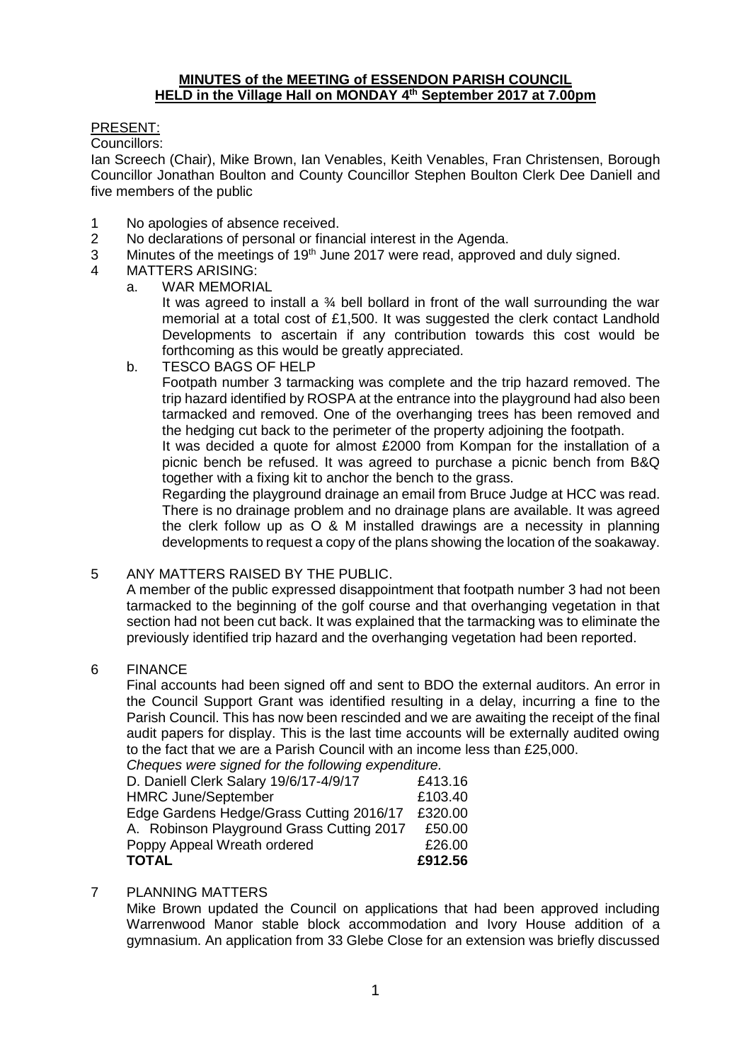**MINUTES of the MEETING of ESSENDON PARISH COUNCIL**
**HELD in the Village Hall on MONDAY 4th September 2017 at 7.00pm**

PRESENT:

Councillors:

Ian Screech (Chair), Mike Brown, Ian Venables, Keith Venables, Fran Christensen, Borough Councillor Jonathan Boulton and County Councillor Stephen Boulton Clerk Dee Daniell and five members of the public

1. No apologies of absence received.
2. No declarations of personal or financial interest in the Agenda.
3. Minutes of the meetings of 19th June 2017 were read, approved and duly signed.
4. MATTERS ARISING:
   a. WAR MEMORIAL

      It was agreed to install a ¾ bell bollard in front of the wall surrounding the war memorial at a total cost of £1,500. It was suggested the clerk contact Landhold Developments to ascertain if any contribution towards this cost would be forthcoming as this would be greatly appreciated.

   b. TESCO BAGS OF HELP

      Footpath number 3 tarmacking was complete and the trip hazard removed. The trip hazard identified by ROSPA at the entrance into the playground had also been tarmacked and removed. One of the overhanging trees has been removed and the hedging cut back to the perimeter of the property adjoining the footpath.

      It was decided a quote for almost £2000 from Kompan for the installation of a picnic bench be refused. It was agreed to purchase a picnic bench from B&Q together with a fixing kit to anchor the bench to the grass.

      Regarding the playground drainage an email from Bruce Judge at HCC was read. There is no drainage problem and no drainage plans are available. It was agreed the clerk follow up as O & M installed drawings are a necessity in planning developments to request a copy of the plans showing the location of the soakaway.

5. ANY MATTERS RAISED BY THE PUBLIC.

   A member of the public expressed disappointment that footpath number 3 had not been tarmacked to the beginning of the golf course and that overhanging vegetation in that section had not been cut back. It was explained that the tarmacking was to eliminate the previously identified trip hazard and the overhanging vegetation had been reported.

6. FINANCE

   Final accounts had been signed off and sent to BDO the external auditors. An error in the Council Support Grant was identified resulting in a delay, incurring a fine to the Parish Council. This has now been rescinded and we are awaiting the receipt of the final audit papers for display. This is the last time accounts will be externally audited owing to the fact that we are a Parish Council with an income less than £25,000.

   *Cheques were signed for the following expenditure.*

   | | |
   |---|---|
   | D. Daniell Clerk Salary 19/6/17-4/9/17 | £413.16 |
   | HMRC June/September | £103.40 |
   | Edge Gardens Hedge/Grass Cutting 2016/17 | £320.00 |
   | A. Robinson Playground Grass Cutting 2017 | £50.00 |
   | Poppy Appeal Wreath ordered | £26.00 |
   | **TOTAL** | **£912.56** |

7. PLANNING MATTERS

   Mike Brown updated the Council on applications that had been approved including Warrenwood Manor stable block accommodation and Ivory House addition of a gymnasium. An application from 33 Glebe Close for an extension was briefly discussed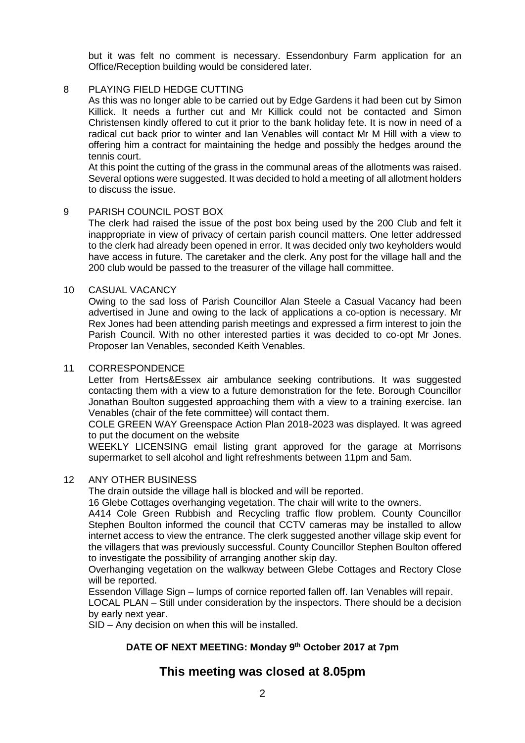but it was felt no comment is necessary. Essendonbury Farm application for an Office/Reception building would be considered later.

8 PLAYING FIELD HEDGE CUTTING

As this was no longer able to be carried out by Edge Gardens it had been cut by Simon Killick. It needs a further cut and Mr Killick could not be contacted and Simon Christensen kindly offered to cut it prior to the bank holiday fete. It is now in need of a radical cut back prior to winter and Ian Venables will contact Mr M Hill with a view to offering him a contract for maintaining the hedge and possibly the hedges around the tennis court.

At this point the cutting of the grass in the communal areas of the allotments was raised. Several options were suggested. It was decided to hold a meeting of all allotment holders to discuss the issue.

9 PARISH COUNCIL POST BOX

The clerk had raised the issue of the post box being used by the 200 Club and felt it inappropriate in view of privacy of certain parish council matters. One letter addressed to the clerk had already been opened in error. It was decided only two keyholders would have access in future. The caretaker and the clerk. Any post for the village hall and the 200 club would be passed to the treasurer of the village hall committee.

10 CASUAL VACANCY

Owing to the sad loss of Parish Councillor Alan Steele a Casual Vacancy had been advertised in June and owing to the lack of applications a co-option is necessary. Mr Rex Jones had been attending parish meetings and expressed a firm interest to join the Parish Council. With no other interested parties it was decided to co-opt Mr Jones. Proposer Ian Venables, seconded Keith Venables.

11 CORRESPONDENCE

Letter from Herts&Essex air ambulance seeking contributions. It was suggested contacting them with a view to a future demonstration for the fete. Borough Councillor Jonathan Boulton suggested approaching them with a view to a training exercise. Ian Venables (chair of the fete committee) will contact them.

COLE GREEN WAY Greenspace Action Plan 2018-2023 was displayed. It was agreed to put the document on the website

WEEKLY LICENSING email listing grant approved for the garage at Morrisons supermarket to sell alcohol and light refreshments between 11pm and 5am.

12 ANY OTHER BUSINESS

The drain outside the village hall is blocked and will be reported.

16 Glebe Cottages overhanging vegetation. The chair will write to the owners.

A414 Cole Green Rubbish and Recycling traffic flow problem. County Councillor Stephen Boulton informed the council that CCTV cameras may be installed to allow internet access to view the entrance. The clerk suggested another village skip event for the villagers that was previously successful. County Councillor Stephen Boulton offered to investigate the possibility of arranging another skip day.

Overhanging vegetation on the walkway between Glebe Cottages and Rectory Close will be reported.

Essendon Village Sign – lumps of cornice reported fallen off. Ian Venables will repair.

LOCAL PLAN – Still under consideration by the inspectors. There should be a decision by early next year.

SID – Any decision on when this will be installed.

**DATE OF NEXT MEETING: Monday 9th October 2017 at 7pm**

## This meeting was closed at 8.05pm